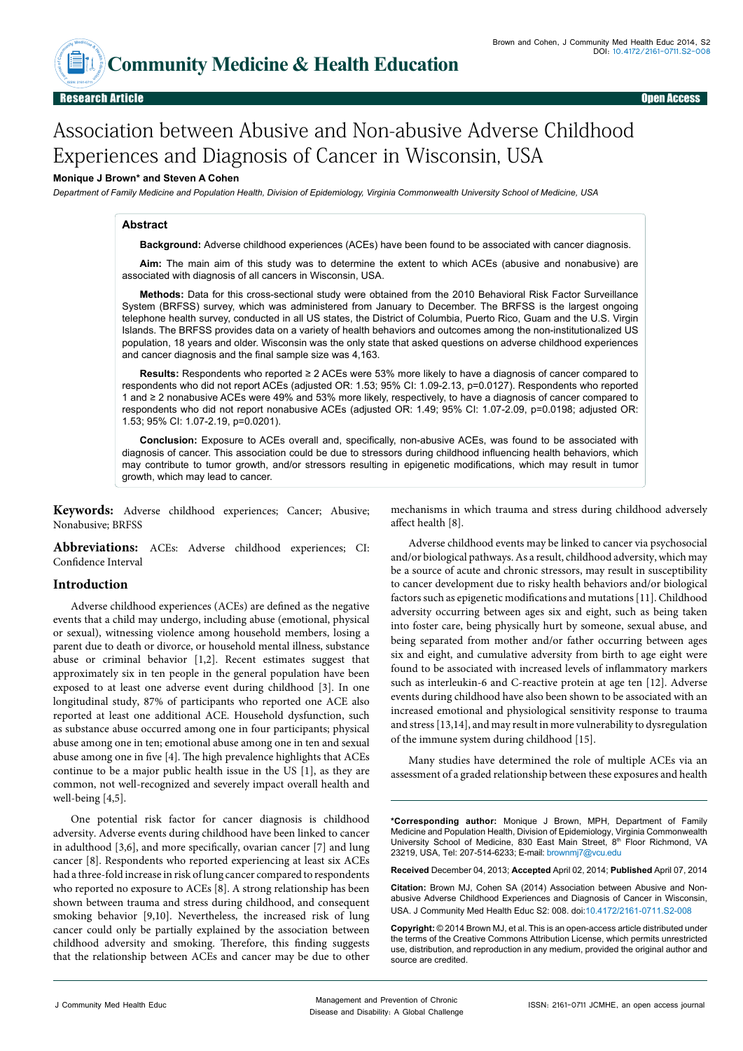Research Article | Open Access

# Association between Abusive and Non-abusive Adverse Childhood Experiences and Diagnosis of Cancer in Wisconsin, USA

**Monique J Brown\* and Steven A Cohen**

*Department of Family Medicine and Population Health, Division of Epidemiology, Virginia Commonwealth University School of Medicine, USA*

## Abstract

**Background:** Adverse childhood experiences (ACEs) have been found to be associated with cancer diagnosis.

**Aim:** The main aim of this study was to determine the extent to which ACEs (abusive and nonabusive) are associated with diagnosis of all cancers in Wisconsin, USA.

**Methods:** Data for this cross-sectional study were obtained from the 2010 Behavioral Risk Factor Surveillance System (BRFSS) survey, which was administered from January to December. The BRFSS is the largest ongoing telephone health survey, conducted in all US states, the District of Columbia, Puerto Rico, Guam and the U.S. Virgin Islands. The BRFSS provides data on a variety of health behaviors and outcomes among the non-institutionalized US population, 18 years and older. Wisconsin was the only state that asked questions on adverse childhood experiences and cancer diagnosis and the final sample size was 4,163.

**Results:** Respondents who reported ≥ 2 ACEs were 53% more likely to have a diagnosis of cancer compared to respondents who did not report ACEs (adjusted OR: 1.53; 95% CI: 1.09-2.13, p=0.0127). Respondents who reported 1 and ≥ 2 nonabusive ACEs were 49% and 53% more likely, respectively, to have a diagnosis of cancer compared to respondents who did not report nonabusive ACEs (adjusted OR: 1.49; 95% CI: 1.07-2.09, p=0.0198; adjusted OR: 1.53; 95% CI: 1.07-2.19, p=0.0201).

**Conclusion:** Exposure to ACEs overall and, specifically, non-abusive ACEs, was found to be associated with diagnosis of cancer. This association could be due to stressors during childhood influencing health behaviors, which may contribute to tumor growth, and/or stressors resulting in epigenetic modifications, which may result in tumor growth, which may lead to cancer.

**Keywords:** Adverse childhood experiences; Cancer; Abusive; Nonabusive; BRFSS

**Abbreviations:** ACEs: Adverse childhood experiences; CI: Confidence Interval

## Introduction

Adverse childhood experiences (ACEs) are defined as the negative events that a child may undergo, including abuse (emotional, physical or sexual), witnessing violence among household members, losing a parent due to death or divorce, or household mental illness, substance abuse or criminal behavior [1,2]. Recent estimates suggest that approximately six in ten people in the general population have been exposed to at least one adverse event during childhood [3]. In one longitudinal study, 87% of participants who reported one ACE also reported at least one additional ACE. Household dysfunction, such as substance abuse occurred among one in four participants; physical abuse among one in ten; emotional abuse among one in ten and sexual abuse among one in five [4]. The high prevalence highlights that ACEs continue to be a major public health issue in the US [1], as they are common, not well-recognized and severely impact overall health and well-being [4,5].

One potential risk factor for cancer diagnosis is childhood adversity. Adverse events during childhood have been linked to cancer in adulthood [3,6], and more specifically, ovarian cancer [7] and lung cancer [8]. Respondents who reported experiencing at least six ACEs had a three-fold increase in risk of lung cancer compared to respondents who reported no exposure to ACEs [8]. A strong relationship has been shown between trauma and stress during childhood, and consequent smoking behavior [9,10]. Nevertheless, the increased risk of lung cancer could only be partially explained by the association between childhood adversity and smoking. Therefore, this finding suggests that the relationship between ACEs and cancer may be due to other mechanisms in which trauma and stress during childhood adversely affect health [8].

Adverse childhood events may be linked to cancer via psychosocial and/or biological pathways. As a result, childhood adversity, which may be a source of acute and chronic stressors, may result in susceptibility to cancer development due to risky health behaviors and/or biological factors such as epigenetic modifications and mutations [11]. Childhood adversity occurring between ages six and eight, such as being taken into foster care, being physically hurt by someone, sexual abuse, and being separated from mother and/or father occurring between ages six and eight, and cumulative adversity from birth to age eight were found to be associated with increased levels of inflammatory markers such as interleukin-6 and C-reactive protein at age ten [12]. Adverse events during childhood have also been shown to be associated with an increased emotional and physiological sensitivity response to trauma and stress [13,14], and may result in more vulnerability to dysregulation of the immune system during childhood [15].

Many studies have determined the role of multiple ACEs via an assessment of a graded relationship between these exposures and health

---

**\*Corresponding author:** Monique J Brown, MPH, Department of Family Medicine and Population Health, Division of Epidemiology, Virginia Commonwealth University School of Medicine, 830 East Main Street, 8th Floor Richmond, VA 23219, USA, Tel: 207-514-6233; E-mail: brownmj7@vcu.edu

**Received** December 04, 2013; **Accepted** April 02, 2014; **Published** April 07, 2014

**Citation:** Brown MJ, Cohen SA (2014) Association between Abusive and Non-abusive Adverse Childhood Experiences and Diagnosis of Cancer in Wisconsin, USA. J Community Med Health Educ S2: 008. doi:10.4172/2161-0711.S2-008

**Copyright:** © 2014 Brown MJ, et al. This is an open-access article distributed under the terms of the Creative Commons Attribution License, which permits unrestricted use, distribution, and reproduction in any medium, provided the original author and source are credited.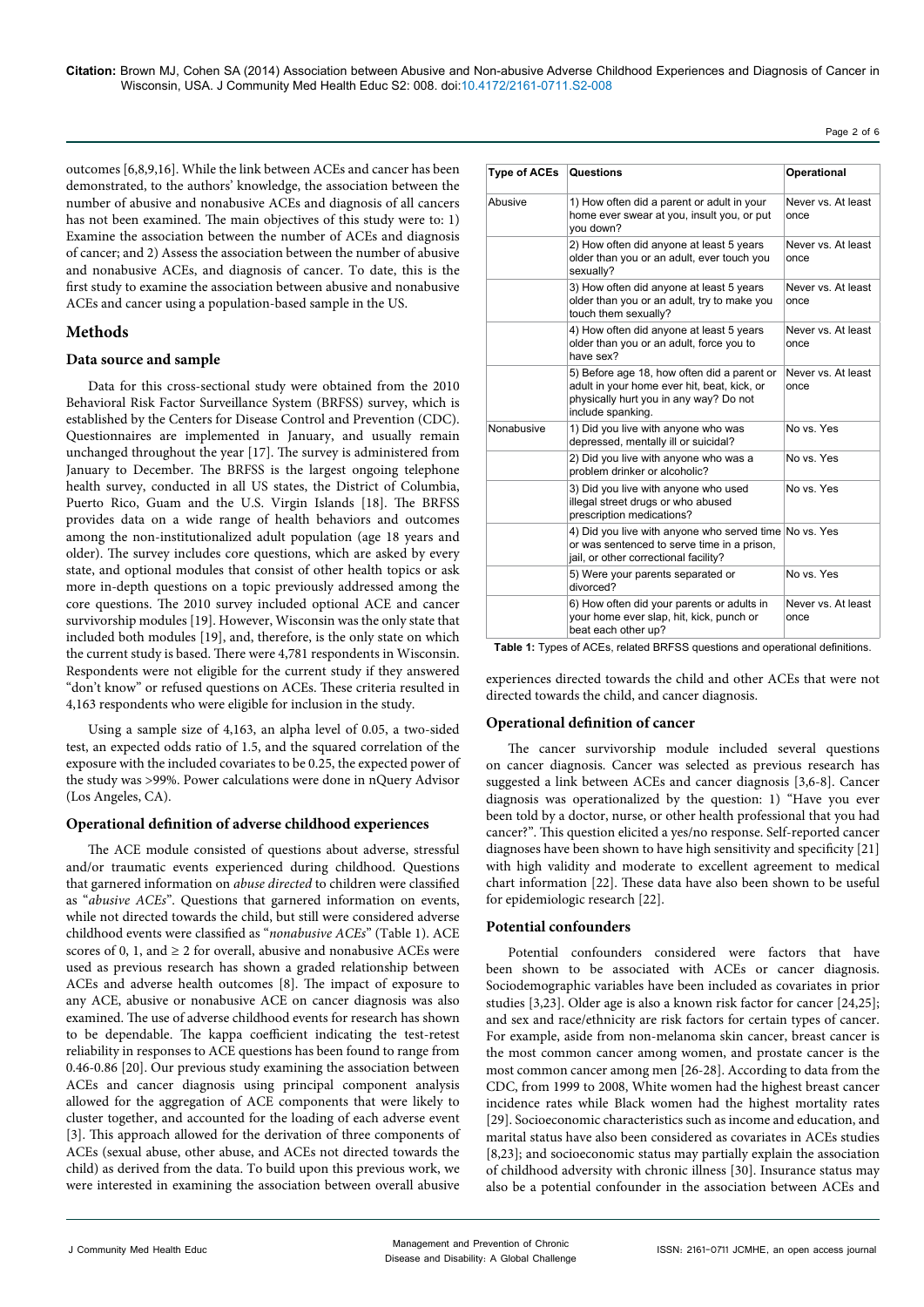outcomes [6,8,9,16]. While the link between ACEs and cancer has been demonstrated, to the authors' knowledge, the association between the number of abusive and nonabusive ACEs and diagnosis of all cancers has not been examined. The main objectives of this study were to: 1) Examine the association between the number of ACEs and diagnosis of cancer; and 2) Assess the association between the number of abusive and nonabusive ACEs, and diagnosis of cancer. To date, this is the first study to examine the association between abusive and nonabusive ACEs and cancer using a population-based sample in the US.

## Methods

### Data source and sample

Data for this cross-sectional study were obtained from the 2010 Behavioral Risk Factor Surveillance System (BRFSS) survey, which is established by the Centers for Disease Control and Prevention (CDC). Questionnaires are implemented in January, and usually remain unchanged throughout the year [17]. The survey is administered from January to December. The BRFSS is the largest ongoing telephone health survey, conducted in all US states, the District of Columbia, Puerto Rico, Guam and the U.S. Virgin Islands [18]. The BRFSS provides data on a wide range of health behaviors and outcomes among the non-institutionalized adult population (age 18 years and older). The survey includes core questions, which are asked by every state, and optional modules that consist of other health topics or ask more in-depth questions on a topic previously addressed among the core questions. The 2010 survey included optional ACE and cancer survivorship modules [19]. However, Wisconsin was the only state that included both modules [19], and, therefore, is the only state on which the current study is based. There were 4,781 respondents in Wisconsin. Respondents were not eligible for the current study if they answered "don't know" or refused questions on ACEs. These criteria resulted in 4,163 respondents who were eligible for inclusion in the study.

Using a sample size of 4,163, an alpha level of 0.05, a two-sided test, an expected odds ratio of 1.5, and the squared correlation of the exposure with the included covariates to be 0.25, the expected power of the study was >99%. Power calculations were done in nQuery Advisor (Los Angeles, CA).

### Operational definition of adverse childhood experiences

The ACE module consisted of questions about adverse, stressful and/or traumatic events experienced during childhood. Questions that garnered information on *abuse directed* to children were classified as "*abusive ACEs*". Questions that garnered information on events, while not directed towards the child, but still were considered adverse childhood events were classified as "*nonabusive ACEs*" (Table 1). ACE scores of 0, 1, and ≥ 2 for overall, abusive and nonabusive ACEs were used as previous research has shown a graded relationship between ACEs and adverse health outcomes [8]. The impact of exposure to any ACE, abusive or nonabusive ACE on cancer diagnosis was also examined. The use of adverse childhood events for research has shown to be dependable. The kappa coefficient indicating the test-retest reliability in responses to ACE questions has been found to range from 0.46-0.86 [20]. Our previous study examining the association between ACEs and cancer diagnosis using principal component analysis allowed for the aggregation of ACE components that were likely to cluster together, and accounted for the loading of each adverse event [3]. This approach allowed for the derivation of three components of ACEs (sexual abuse, other abuse, and ACEs not directed towards the child) as derived from the data. To build upon this previous work, we were interested in examining the association between overall abusive experiences directed towards the child and other ACEs that were not directed towards the child, and cancer diagnosis.

| Type of ACEs | Questions | Operational |
|---|---|---|
| Abusive | 1) How often did a parent or adult in your home ever swear at you, insult you, or put you down? | Never vs. At least once |
| | 2) How often did anyone at least 5 years older than you or an adult, ever touch you sexually? | Never vs. At least once |
| | 3) How often did anyone at least 5 years older than you or an adult, try to make you touch them sexually? | Never vs. At least once |
| | 4) How often did anyone at least 5 years older than you or an adult, force you to have sex? | Never vs. At least once |
| | 5) Before age 18, how often did a parent or adult in your home ever hit, beat, kick, or physically hurt you in any way? Do not include spanking. | Never vs. At least once |
| Nonabusive | 1) Did you live with anyone who was depressed, mentally ill or suicidal? | No vs. Yes |
| | 2) Did you live with anyone who was a problem drinker or alcoholic? | No vs. Yes |
| | 3) Did you live with anyone who used illegal street drugs or who abused prescription medications? | No vs. Yes |
| | 4) Did you live with anyone who served time or was sentenced to serve time in a prison, jail, or other correctional facility? | No vs. Yes |
| | 5) Were your parents separated or divorced? | No vs. Yes |
| | 6) How often did your parents or adults in your home ever slap, hit, kick, punch or beat each other up? | Never vs. At least once |

**Table 1:** Types of ACEs, related BRFSS questions and operational definitions.

### Operational definition of cancer

The cancer survivorship module included several questions on cancer diagnosis. Cancer was selected as previous research has suggested a link between ACEs and cancer diagnosis [3,6-8]. Cancer diagnosis was operationalized by the question: 1) "Have you ever been told by a doctor, nurse, or other health professional that you had cancer?". This question elicited a yes/no response. Self-reported cancer diagnoses have been shown to have high sensitivity and specificity [21] with high validity and moderate to excellent agreement to medical chart information [22]. These data have also been shown to be useful for epidemiologic research [22].

### Potential confounders

Potential confounders considered were factors that have been shown to be associated with ACEs or cancer diagnosis. Sociodemographic variables have been included as covariates in prior studies [3,23]. Older age is also a known risk factor for cancer [24,25]; and sex and race/ethnicity are risk factors for certain types of cancer. For example, aside from non-melanoma skin cancer, breast cancer is the most common cancer among women, and prostate cancer is the most common cancer among men [26-28]. According to data from the CDC, from 1999 to 2008, White women had the highest breast cancer incidence rates while Black women had the highest mortality rates [29]. Socioeconomic characteristics such as income and education, and marital status have also been considered as covariates in ACEs studies [8,23]; and socioeconomic status may partially explain the association of childhood adversity with chronic illness [30]. Insurance status may also be a potential confounder in the association between ACEs and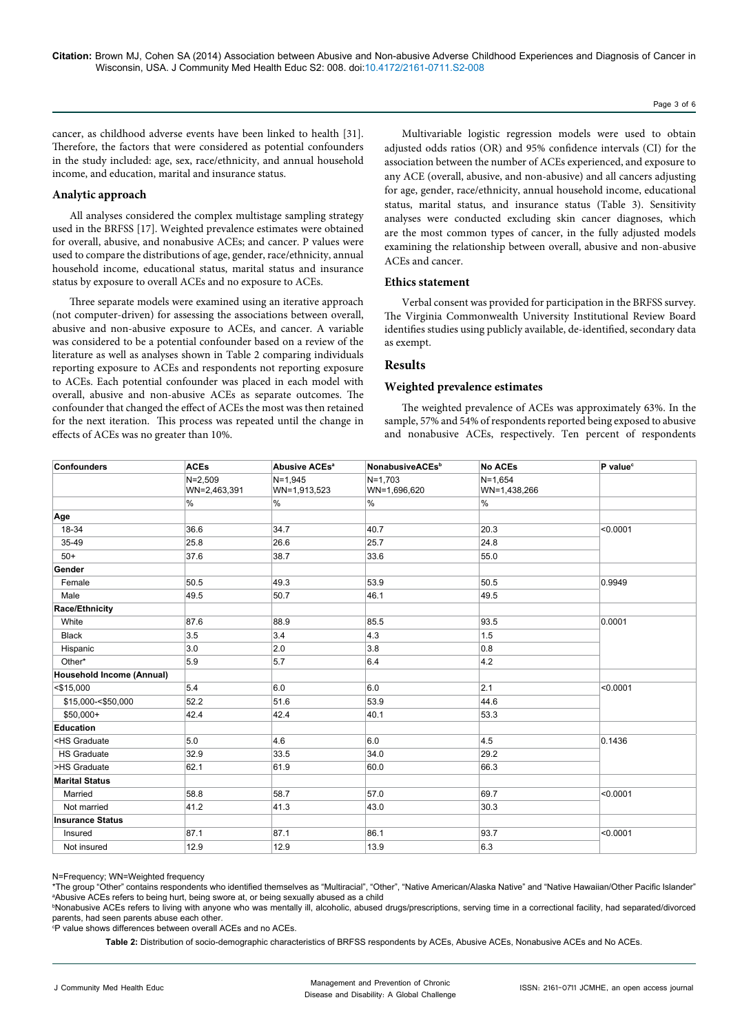cancer, as childhood adverse events have been linked to health [31]. Therefore, the factors that were considered as potential confounders in the study included: age, sex, race/ethnicity, and annual household income, and education, marital and insurance status.

### Analytic approach

All analyses considered the complex multistage sampling strategy used in the BRFSS [17]. Weighted prevalence estimates were obtained for overall, abusive, and nonabusive ACEs; and cancer. P values were used to compare the distributions of age, gender, race/ethnicity, annual household income, educational status, marital status and insurance status by exposure to overall ACEs and no exposure to ACEs.

Three separate models were examined using an iterative approach (not computer-driven) for assessing the associations between overall, abusive and non-abusive exposure to ACEs, and cancer. A variable was considered to be a potential confounder based on a review of the literature as well as analyses shown in Table 2 comparing individuals reporting exposure to ACEs and respondents not reporting exposure to ACEs. Each potential confounder was placed in each model with overall, abusive and non-abusive ACEs as separate outcomes. The confounder that changed the effect of ACEs the most was then retained for the next iteration. This process was repeated until the change in effects of ACEs was no greater than 10%.

Multivariable logistic regression models were used to obtain adjusted odds ratios (OR) and 95% confidence intervals (CI) for the association between the number of ACEs experienced, and exposure to any ACE (overall, abusive, and non-abusive) and all cancers adjusting for age, gender, race/ethnicity, annual household income, educational status, marital status, and insurance status (Table 3). Sensitivity analyses were conducted excluding skin cancer diagnoses, which are the most common types of cancer, in the fully adjusted models examining the relationship between overall, abusive and non-abusive ACEs and cancer.

### Ethics statement

Verbal consent was provided for participation in the BRFSS survey. The Virginia Commonwealth University Institutional Review Board identifies studies using publicly available, de-identified, secondary data as exempt.

## Results

### Weighted prevalence estimates

The weighted prevalence of ACEs was approximately 63%. In the sample, 57% and 54% of respondents reported being exposed to abusive and nonabusive ACEs, respectively. Ten percent of respondents

| Confounders | ACEs | Abusive ACEs[a] | NonabusiveACEs[b] | No ACEs | P value[c] |
|---|---|---|---|---|---|
| | N=2,509 WN=2,463,391 | N=1,945 WN=1,913,523 | N=1,703 WN=1,696,620 | N=1,654 WN=1,438,266 | |
| | % | % | % | % | |
| **Age** | | | | | |
| 18-34 | 36.6 | 34.7 | 40.7 | 20.3 | <0.0001 |
| 35-49 | 25.8 | 26.6 | 25.7 | 24.8 | |
| 50+ | 37.6 | 38.7 | 33.6 | 55.0 | |
| **Gender** | | | | | |
| Female | 50.5 | 49.3 | 53.9 | 50.5 | 0.9949 |
| Male | 49.5 | 50.7 | 46.1 | 49.5 | |
| **Race/Ethnicity** | | | | | |
| White | 87.6 | 88.9 | 85.5 | 93.5 | 0.0001 |
| Black | 3.5 | 3.4 | 4.3 | 1.5 | |
| Hispanic | 3.0 | 2.0 | 3.8 | 0.8 | |
| Other* | 5.9 | 5.7 | 6.4 | 4.2 | |
| **Household Income (Annual)** | | | | | |
| <$15,000 | 5.4 | 6.0 | 6.0 | 2.1 | <0.0001 |
| $15,000-<$50,000 | 52.2 | 51.6 | 53.9 | 44.6 | |
| $50,000+ | 42.4 | 42.4 | 40.1 | 53.3 | |
| **Education** | | | | | |
| <HS Graduate | 5.0 | 4.6 | 6.0 | 4.5 | 0.1436 |
| HS Graduate | 32.9 | 33.5 | 34.0 | 29.2 | |
| >HS Graduate | 62.1 | 61.9 | 60.0 | 66.3 | |
| **Marital Status** | | | | | |
| Married | 58.8 | 58.7 | 57.0 | 69.7 | <0.0001 |
| Not married | 41.2 | 41.3 | 43.0 | 30.3 | |
| **Insurance Status** | | | | | |
| Insured | 87.1 | 87.1 | 86.1 | 93.7 | <0.0001 |
| Not insured | 12.9 | 12.9 | 13.9 | 6.3 | |

N=Frequency; WN=Weighted frequency

*The group "Other" contains respondents who identified themselves as "Multiracial", "Other", "Native American/Alaska Native" and "Native Hawaiian/Other Pacific Islander"

[a]Abusive ACEs refers to being hurt, being swore at, or being sexually abused as a child

[b]Nonabusive ACEs refers to living with anyone who was mentally ill, alcoholic, abused drugs/prescriptions, serving time in a correctional facility, had separated/divorced parents, had seen parents abuse each other.

[c]P value shows differences between overall ACEs and no ACEs.

**Table 2:** Distribution of socio-demographic characteristics of BRFSS respondents by ACEs, Abusive ACEs, Nonabusive ACEs and No ACEs.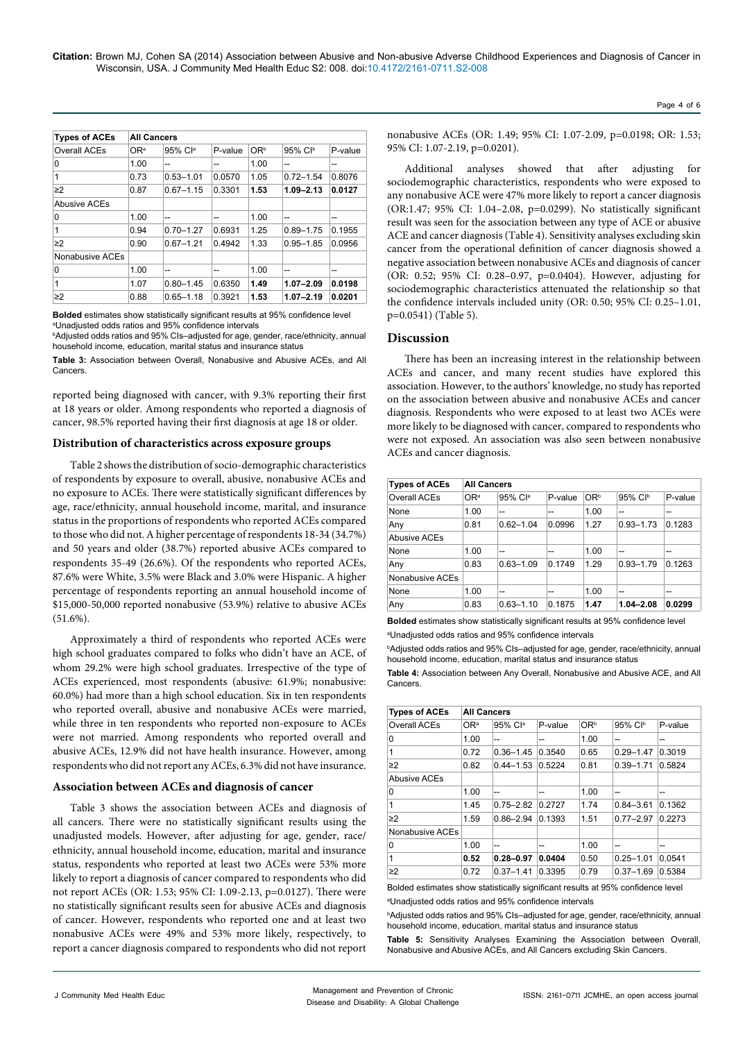| Types of ACEs | All Cancers | | | | | |
|---|---|---|---|---|---|---|
| Overall ACEs | OR[a] | 95% CI[a] | P-value | OR[b] | 95% CI[b] | P-value |
| 0 | 1.00 | -- | -- | 1.00 | -- | -- |
| 1 | 0.73 | 0.53–1.01 | 0.0570 | 1.05 | 0.72–1.54 | 0.8076 |
| ≥2 | 0.87 | 0.67–1.15 | 0.3301 | **1.53** | **1.09–2.13** | **0.0127** |
| Abusive ACEs | | | | | | |
| 0 | 1.00 | -- | -- | 1.00 | -- | -- |
| 1 | 0.94 | 0.70–1.27 | 0.6931 | 1.25 | 0.89–1.75 | 0.1955 |
| ≥2 | 0.90 | 0.67–1.21 | 0.4942 | 1.33 | 0.95–1.85 | 0.0956 |
| Nonabusive ACEs | | | | | | |
| 0 | 1.00 | -- | -- | 1.00 | -- | -- |
| 1 | 1.07 | 0.80–1.45 | 0.6350 | **1.49** | **1.07–2.09** | **0.0198** |
| ≥2 | 0.88 | 0.65–1.18 | 0.3921 | **1.53** | **1.07–2.19** | **0.0201** |

**Bolded** estimates show statistically significant results at 95% confidence level
[a]Unadjusted odds ratios and 95% confidence intervals
[b]Adjusted odds ratios and 95% CIs–adjusted for age, gender, race/ethnicity, annual household income, education, marital status and insurance status

**Table 3:** Association between Overall, Nonabusive and Abusive ACEs, and All Cancers.

reported being diagnosed with cancer, with 9.3% reporting their first at 18 years or older. Among respondents who reported a diagnosis of cancer, 98.5% reported having their first diagnosis at age 18 or older.

### Distribution of characteristics across exposure groups

Table 2 shows the distribution of socio-demographic characteristics of respondents by exposure to overall, abusive, nonabusive ACEs and no exposure to ACEs. There were statistically significant differences by age, race/ethnicity, annual household income, marital, and insurance status in the proportions of respondents who reported ACEs compared to those who did not. A higher percentage of respondents 18-34 (34.7%) and 50 years and older (38.7%) reported abusive ACEs compared to respondents 35-49 (26.6%). Of the respondents who reported ACEs, 87.6% were White, 3.5% were Black and 3.0% were Hispanic. A higher percentage of respondents reporting an annual household income of $15,000-50,000 reported nonabusive (53.9%) relative to abusive ACEs (51.6%).

Approximately a third of respondents who reported ACEs were high school graduates compared to folks who didn't have an ACE, of whom 29.2% were high school graduates. Irrespective of the type of ACEs experienced, most respondents (abusive: 61.9%; nonabusive: 60.0%) had more than a high school education. Six in ten respondents who reported overall, abusive and nonabusive ACEs were married, while three in ten respondents who reported non-exposure to ACEs were not married. Among respondents who reported overall and abusive ACEs, 12.9% did not have health insurance. However, among respondents who did not report any ACEs, 6.3% did not have insurance.

### Association between ACEs and diagnosis of cancer

Table 3 shows the association between ACEs and diagnosis of all cancers. There were no statistically significant results using the unadjusted models. However, after adjusting for age, gender, race/ethnicity, annual household income, education, marital and insurance status, respondents who reported at least two ACEs were 53% more likely to report a diagnosis of cancer compared to respondents who did not report ACEs (OR: 1.53; 95% CI: 1.09-2.13, p=0.0127). There were no statistically significant results seen for abusive ACEs and diagnosis of cancer. However, respondents who reported one and at least two nonabusive ACEs were 49% and 53% more likely, respectively, to report a cancer diagnosis compared to respondents who did not report nonabusive ACEs (OR: 1.49; 95% CI: 1.07-2.09, p=0.0198; OR: 1.53; 95% CI: 1.07-2.19, p=0.0201).

Additional analyses showed that after adjusting for sociodemographic characteristics, respondents who were exposed to any nonabusive ACE were 47% more likely to report a cancer diagnosis (OR:1.47; 95% CI: 1.04–2.08, p=0.0299). No statistically significant result was seen for the association between any type of ACE or abusive ACE and cancer diagnosis (Table 4). Sensitivity analyses excluding skin cancer from the operational definition of cancer diagnosis showed a negative association between nonabusive ACEs and diagnosis of cancer (OR: 0.52; 95% CI: 0.28–0.97, p=0.0404). However, adjusting for sociodemographic characteristics attenuated the relationship so that the confidence intervals included unity (OR: 0.50; 95% CI: 0.25–1.01, p=0.0541) (Table 5).

## Discussion

There has been an increasing interest in the relationship between ACEs and cancer, and many recent studies have explored this association. However, to the authors' knowledge, no study has reported on the association between abusive and nonabusive ACEs and cancer diagnosis. Respondents who were exposed to at least two ACEs were more likely to be diagnosed with cancer, compared to respondents who were not exposed. An association was also seen between nonabusive ACEs and cancer diagnosis.

| Types of ACEs | All Cancers | | | | | |
|---|---|---|---|---|---|---|
| Overall ACEs | OR[a] | 95% CI[a] | P-value | OR[b] | 95% CI[b] | P-value |
| None | 1.00 | -- | -- | 1.00 | -- | -- |
| Any | 0.81 | 0.62–1.04 | 0.0996 | 1.27 | 0.93–1.73 | 0.1283 |
| Abusive ACEs | | | | | | |
| None | 1.00 | -- | -- | 1.00 | -- | -- |
| Any | 0.83 | 0.63–1.09 | 0.1749 | 1.29 | 0.93–1.79 | 0.1263 |
| Nonabusive ACEs | | | | | | |
| None | 1.00 | -- | -- | 1.00 | -- | -- |
| Any | 0.83 | 0.63–1.10 | 0.1875 | **1.47** | **1.04–2.08** | **0.0299** |

**Bolded** estimates show statistically significant results at 95% confidence level

[a]Unadjusted odds ratios and 95% confidence intervals

[b]Adjusted odds ratios and 95% CIs–adjusted for age, gender, race/ethnicity, annual household income, education, marital status and insurance status

**Table 4:** Association between Any Overall, Nonabusive and Abusive ACE, and All Cancers.

| Types of ACEs | All Cancers | | | | | |
|---|---|---|---|---|---|---|
| Overall ACEs | OR[a] | 95% CI[a] | P-value | OR[b] | 95% CI[b] | P-value |
| 0 | 1.00 | -- | -- | 1.00 | -- | -- |
| 1 | 0.72 | 0.36–1.45 | 0.3540 | 0.65 | 0.29–1.47 | 0.3019 |
| ≥2 | 0.82 | 0.44–1.53 | 0.5224 | 0.81 | 0.39–1.71 | 0.5824 |
| Abusive ACEs | | | | | | |
| 0 | 1.00 | -- | -- | 1.00 | -- | -- |
| 1 | 1.45 | 0.75–2.82 | 0.2727 | 1.74 | 0.84–3.61 | 0.1362 |
| ≥2 | 1.59 | 0.86–2.94 | 0.1393 | 1.51 | 0.77–2.97 | 0.2273 |
| Nonabusive ACEs | | | | | | |
| 0 | 1.00 | -- | -- | 1.00 | -- | -- |
| 1 | **0.52** | **0.28–0.97** | **0.0404** | 0.50 | 0.25–1.01 | 0.0541 |
| ≥2 | 0.72 | 0.37–1.41 | 0.3395 | 0.79 | 0.37–1.69 | 0.5384 |

Bolded estimates show statistically significant results at 95% confidence level

[a]Unadjusted odds ratios and 95% confidence intervals

[b]Adjusted odds ratios and 95% CIs–adjusted for age, gender, race/ethnicity, annual household income, education, marital status and insurance status

**Table 5:** Sensitivity Analyses Examining the Association between Overall, Nonabusive and Abusive ACEs, and All Cancers excluding Skin Cancers.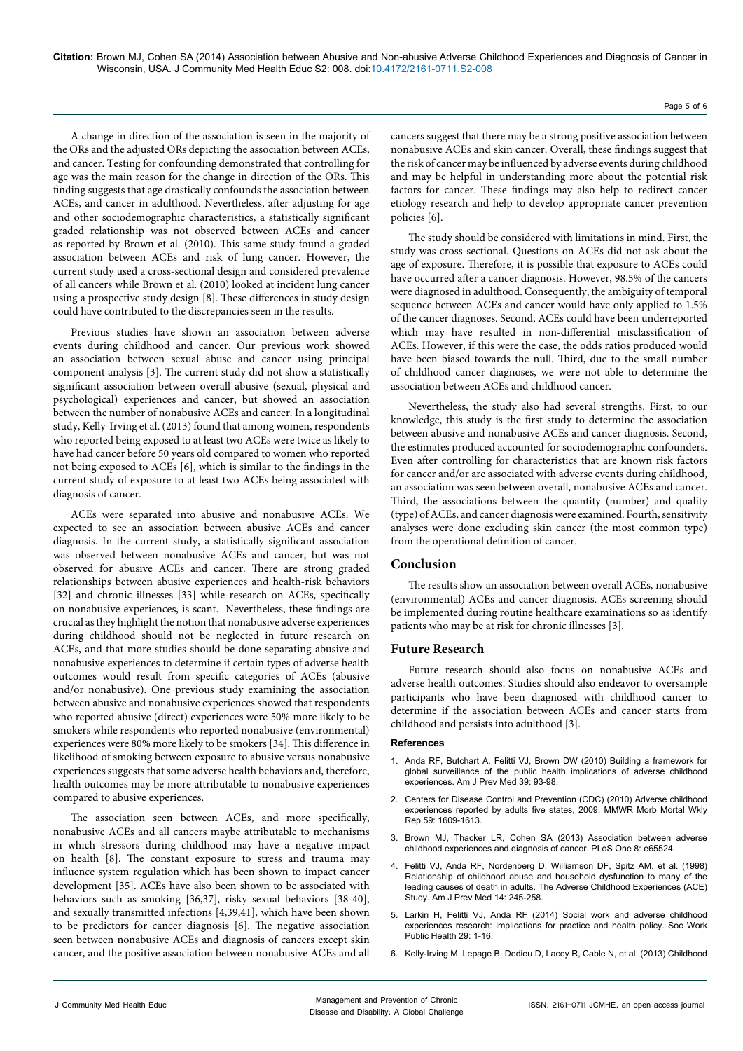A change in direction of the association is seen in the majority of the ORs and the adjusted ORs depicting the association between ACEs, and cancer. Testing for confounding demonstrated that controlling for age was the main reason for the change in direction of the ORs. This finding suggests that age drastically confounds the association between ACEs, and cancer in adulthood. Nevertheless, after adjusting for age and other sociodemographic characteristics, a statistically significant graded relationship was not observed between ACEs and cancer as reported by Brown et al. (2010). This same study found a graded association between ACEs and risk of lung cancer. However, the current study used a cross-sectional design and considered prevalence of all cancers while Brown et al. (2010) looked at incident lung cancer using a prospective study design [8]. These differences in study design could have contributed to the discrepancies seen in the results.

Previous studies have shown an association between adverse events during childhood and cancer. Our previous work showed an association between sexual abuse and cancer using principal component analysis [3]. The current study did not show a statistically significant association between overall abusive (sexual, physical and psychological) experiences and cancer, but showed an association between the number of nonabusive ACEs and cancer. In a longitudinal study, Kelly-Irving et al. (2013) found that among women, respondents who reported being exposed to at least two ACEs were twice as likely to have had cancer before 50 years old compared to women who reported not being exposed to ACEs [6], which is similar to the findings in the current study of exposure to at least two ACEs being associated with diagnosis of cancer.

ACEs were separated into abusive and nonabusive ACEs. We expected to see an association between abusive ACEs and cancer diagnosis. In the current study, a statistically significant association was observed between nonabusive ACEs and cancer, but was not observed for abusive ACEs and cancer. There are strong graded relationships between abusive experiences and health-risk behaviors [32] and chronic illnesses [33] while research on ACEs, specifically on nonabusive experiences, is scant. Nevertheless, these findings are crucial as they highlight the notion that nonabusive adverse experiences during childhood should not be neglected in future research on ACEs, and that more studies should be done separating abusive and nonabusive experiences to determine if certain types of adverse health outcomes would result from specific categories of ACEs (abusive and/or nonabusive). One previous study examining the association between abusive and nonabusive experiences showed that respondents who reported abusive (direct) experiences were 50% more likely to be smokers while respondents who reported nonabusive (environmental) experiences were 80% more likely to be smokers [34]. This difference in likelihood of smoking between exposure to abusive versus nonabusive experiences suggests that some adverse health behaviors and, therefore, health outcomes may be more attributable to nonabusive experiences compared to abusive experiences.

The association seen between ACEs, and more specifically, nonabusive ACEs and all cancers maybe attributable to mechanisms in which stressors during childhood may have a negative impact on health [8]. The constant exposure to stress and trauma may influence system regulation which has been shown to impact cancer development [35]. ACEs have also been shown to be associated with behaviors such as smoking [36,37], risky sexual behaviors [38-40], and sexually transmitted infections [4,39,41], which have been shown to be predictors for cancer diagnosis [6]. The negative association seen between nonabusive ACEs and diagnosis of cancers except skin cancer, and the positive association between nonabusive ACEs and all cancers suggest that there may be a strong positive association between nonabusive ACEs and skin cancer. Overall, these findings suggest that the risk of cancer may be influenced by adverse events during childhood and may be helpful in understanding more about the potential risk factors for cancer. These findings may also help to redirect cancer etiology research and help to develop appropriate cancer prevention policies [6].

The study should be considered with limitations in mind. First, the study was cross-sectional. Questions on ACEs did not ask about the age of exposure. Therefore, it is possible that exposure to ACEs could have occurred after a cancer diagnosis. However, 98.5% of the cancers were diagnosed in adulthood. Consequently, the ambiguity of temporal sequence between ACEs and cancer would have only applied to 1.5% of the cancer diagnoses. Second, ACEs could have been underreported which may have resulted in non-differential misclassification of ACEs. However, if this were the case, the odds ratios produced would have been biased towards the null. Third, due to the small number of childhood cancer diagnoses, we were not able to determine the association between ACEs and childhood cancer.

Nevertheless, the study also had several strengths. First, to our knowledge, this study is the first study to determine the association between abusive and nonabusive ACEs and cancer diagnosis. Second, the estimates produced accounted for sociodemographic confounders. Even after controlling for characteristics that are known risk factors for cancer and/or are associated with adverse events during childhood, an association was seen between overall, nonabusive ACEs and cancer. Third, the associations between the quantity (number) and quality (type) of ACEs, and cancer diagnosis were examined. Fourth, sensitivity analyses were done excluding skin cancer (the most common type) from the operational definition of cancer.

## Conclusion

The results show an association between overall ACEs, nonabusive (environmental) ACEs and cancer diagnosis. ACEs screening should be implemented during routine healthcare examinations so as identify patients who may be at risk for chronic illnesses [3].

## Future Research

Future research should also focus on nonabusive ACEs and adverse health outcomes. Studies should also endeavor to oversample participants who have been diagnosed with childhood cancer to determine if the association between ACEs and cancer starts from childhood and persists into adulthood [3].

### References

1. Anda RF, Butchart A, Felitti VJ, Brown DW (2010) Building a framework for global surveillance of the public health implications of adverse childhood experiences. Am J Prev Med 39: 93-98.
2. Centers for Disease Control and Prevention (CDC) (2010) Adverse childhood experiences reported by adults five states, 2009. MMWR Morb Mortal Wkly Rep 59: 1609-1613.
3. Brown MJ, Thacker LR, Cohen SA (2013) Association between adverse childhood experiences and diagnosis of cancer. PLoS One 8: e65524.
4. Felitti VJ, Anda RF, Nordenberg D, Williamson DF, Spitz AM, et al. (1998) Relationship of childhood abuse and household dysfunction to many of the leading causes of death in adults. The Adverse Childhood Experiences (ACE) Study. Am J Prev Med 14: 245-258.
5. Larkin H, Felitti VJ, Anda RF (2014) Social work and adverse childhood experiences research: implications for practice and health policy. Soc Work Public Health 29: 1-16.
6. Kelly-Irving M, Lepage B, Dedieu D, Lacey R, Cable N, et al. (2013) Childhood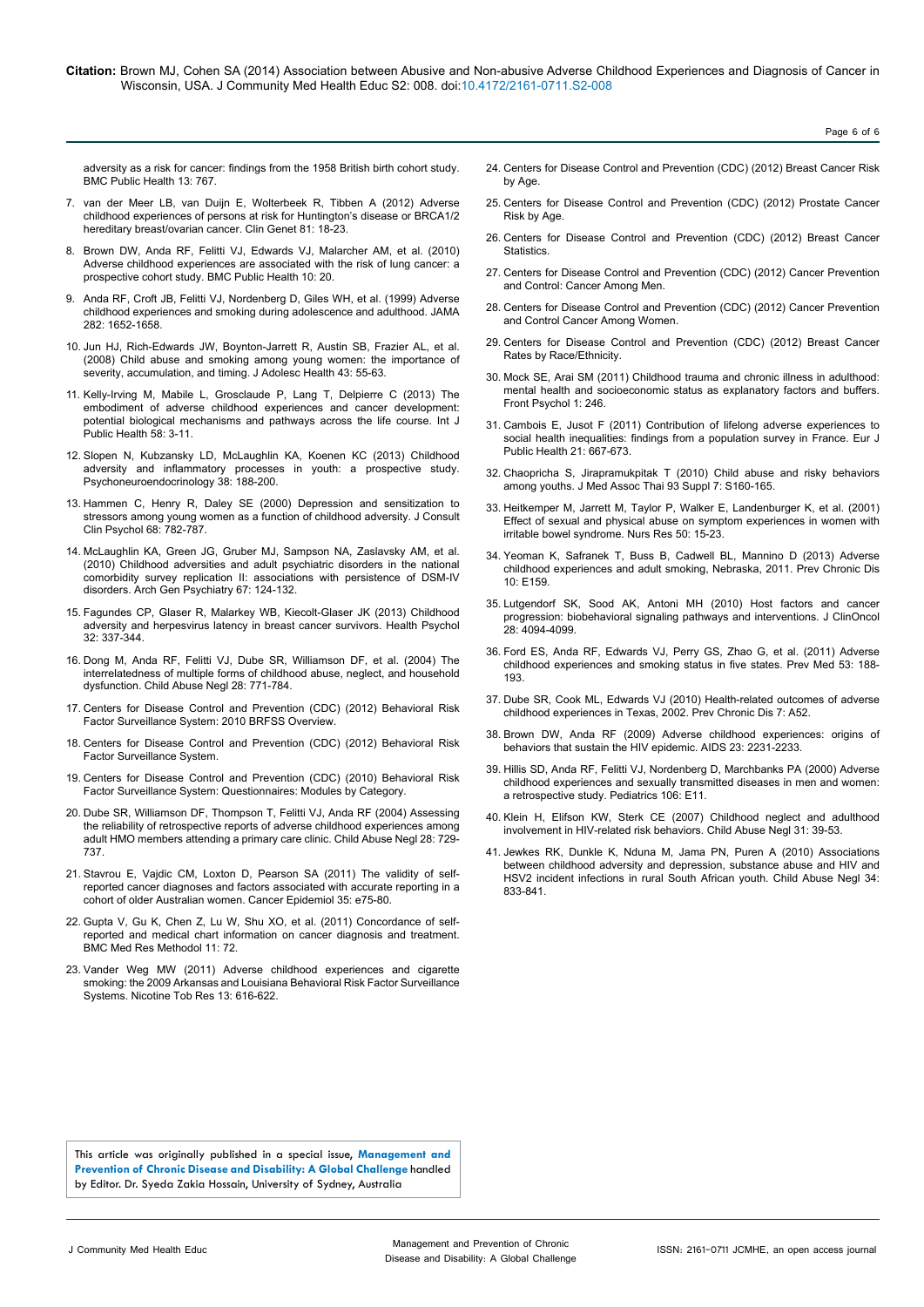adversity as a risk for cancer: findings from the 1958 British birth cohort study. BMC Public Health 13: 767.

7. van der Meer LB, van Duijn E, Wolterbeek R, Tibben A (2012) Adverse childhood experiences of persons at risk for Huntington's disease or BRCA1/2 hereditary breast/ovarian cancer. Clin Genet 81: 18-23.
8. Brown DW, Anda RF, Felitti VJ, Edwards VJ, Malarcher AM, et al. (2010) Adverse childhood experiences are associated with the risk of lung cancer: a prospective cohort study. BMC Public Health 10: 20.
9. Anda RF, Croft JB, Felitti VJ, Nordenberg D, Giles WH, et al. (1999) Adverse childhood experiences and smoking during adolescence and adulthood. JAMA 282: 1652-1658.
10. Jun HJ, Rich-Edwards JW, Boynton-Jarrett R, Austin SB, Frazier AL, et al. (2008) Child abuse and smoking among young women: the importance of severity, accumulation, and timing. J Adolesc Health 43: 55-63.
11. Kelly-Irving M, Mabile L, Grosclaude P, Lang T, Delpierre C (2013) The embodiment of adverse childhood experiences and cancer development: potential biological mechanisms and pathways across the life course. Int J Public Health 58: 3-11.
12. Slopen N, Kubzansky LD, McLaughlin KA, Koenen KC (2013) Childhood adversity and inflammatory processes in youth: a prospective study. Psychoneuroendocrinology 38: 188-200.
13. Hammen C, Henry R, Daley SE (2000) Depression and sensitization to stressors among young women as a function of childhood adversity. J Consult Clin Psychol 68: 782-787.
14. McLaughlin KA, Green JG, Gruber MJ, Sampson NA, Zaslavsky AM, et al. (2010) Childhood adversities and adult psychiatric disorders in the national comorbidity survey replication II: associations with persistence of DSM-IV disorders. Arch Gen Psychiatry 67: 124-132.
15. Fagundes CP, Glaser R, Malarkey WB, Kiecolt-Glaser JK (2013) Childhood adversity and herpesvirus latency in breast cancer survivors. Health Psychol 32: 337-344.
16. Dong M, Anda RF, Felitti VJ, Dube SR, Williamson DF, et al. (2004) The interrelatedness of multiple forms of childhood abuse, neglect, and household dysfunction. Child Abuse Negl 28: 771-784.
17. Centers for Disease Control and Prevention (CDC) (2012) Behavioral Risk Factor Surveillance System: 2010 BRFSS Overview.
18. Centers for Disease Control and Prevention (CDC) (2012) Behavioral Risk Factor Surveillance System.
19. Centers for Disease Control and Prevention (CDC) (2010) Behavioral Risk Factor Surveillance System: Questionnaires: Modules by Category.
20. Dube SR, Williamson DF, Thompson T, Felitti VJ, Anda RF (2004) Assessing the reliability of retrospective reports of adverse childhood experiences among adult HMO members attending a primary care clinic. Child Abuse Negl 28: 729-737.
21. Stavrou E, Vajdic CM, Loxton D, Pearson SA (2011) The validity of self-reported cancer diagnoses and factors associated with accurate reporting in a cohort of older Australian women. Cancer Epidemiol 35: e75-80.
22. Gupta V, Gu K, Chen Z, Lu W, Shu XO, et al. (2011) Concordance of self-reported and medical chart information on cancer diagnosis and treatment. BMC Med Res Methodol 11: 72.
23. Vander Weg MW (2011) Adverse childhood experiences and cigarette smoking: the 2009 Arkansas and Louisiana Behavioral Risk Factor Surveillance Systems. Nicotine Tob Res 13: 616-622.
24. Centers for Disease Control and Prevention (CDC) (2012) Breast Cancer Risk by Age.
25. Centers for Disease Control and Prevention (CDC) (2012) Prostate Cancer Risk by Age.
26. Centers for Disease Control and Prevention (CDC) (2012) Breast Cancer Statistics.
27. Centers for Disease Control and Prevention (CDC) (2012) Cancer Prevention and Control: Cancer Among Men.
28. Centers for Disease Control and Prevention (CDC) (2012) Cancer Prevention and Control Cancer Among Women.
29. Centers for Disease Control and Prevention (CDC) (2012) Breast Cancer Rates by Race/Ethnicity.
30. Mock SE, Arai SM (2011) Childhood trauma and chronic illness in adulthood: mental health and socioeconomic status as explanatory factors and buffers. Front Psychol 1: 246.
31. Cambois E, Jusot F (2011) Contribution of lifelong adverse experiences to social health inequalities: findings from a population survey in France. Eur J Public Health 21: 667-673.
32. Chaopricha S, Jirapramukpitak T (2010) Child abuse and risky behaviors among youths. J Med Assoc Thai 93 Suppl 7: S160-165.
33. Heitkemper M, Jarrett M, Taylor P, Walker E, Landenburger K, et al. (2001) Effect of sexual and physical abuse on symptom experiences in women with irritable bowel syndrome. Nurs Res 50: 15-23.
34. Yeoman K, Safranek T, Buss B, Cadwell BL, Mannino D (2013) Adverse childhood experiences and adult smoking, Nebraska, 2011. Prev Chronic Dis 10: E159.
35. Lutgendorf SK, Sood AK, Antoni MH (2010) Host factors and cancer progression: biobehavioral signaling pathways and interventions. J ClinOncol 28: 4094-4099.
36. Ford ES, Anda RF, Edwards VJ, Perry GS, Zhao G, et al. (2011) Adverse childhood experiences and smoking status in five states. Prev Med 53: 188-193.
37. Dube SR, Cook ML, Edwards VJ (2010) Health-related outcomes of adverse childhood experiences in Texas, 2002. Prev Chronic Dis 7: A52.
38. Brown DW, Anda RF (2009) Adverse childhood experiences: origins of behaviors that sustain the HIV epidemic. AIDS 23: 2231-2233.
39. Hillis SD, Anda RF, Felitti VJ, Nordenberg D, Marchbanks PA (2000) Adverse childhood experiences and sexually transmitted diseases in men and women: a retrospective study. Pediatrics 106: E11.
40. Klein H, Elifson KW, Sterk CE (2007) Childhood neglect and adulthood involvement in HIV-related risk behaviors. Child Abuse Negl 31: 39-53.
41. Jewkes RK, Dunkle K, Nduna M, Jama PN, Puren A (2010) Associations between childhood adversity and depression, substance abuse and HIV and HSV2 incident infections in rural South African youth. Child Abuse Negl 34: 833-841.

This article was originally published in a special issue, **Management and Prevention of Chronic Disease and Disability: A Global Challenge** handled by Editor. Dr. Syeda Zakia Hossain, University of Sydney, Australia